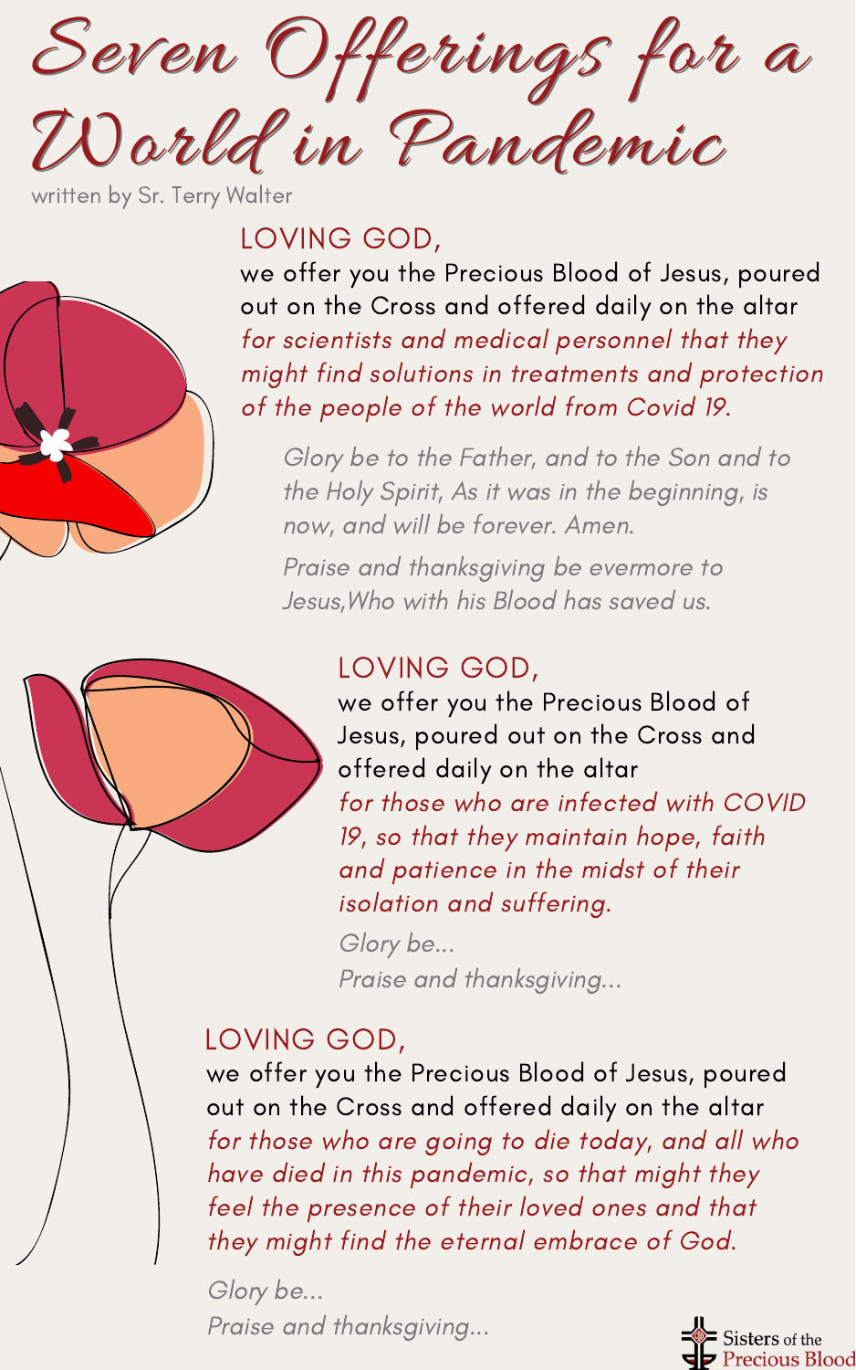# Seven Offerings for a World in Pandemic

written by Sr. Terry Walter

LOVING GOD,

we offer you the Precious Blood of Jesus, poured out on the Cross and offered daily on the altar *for scientists and medical personnel that they might find solutions in treatments and protection of the people of the world from Covid 19.*

*Glory be to the Father, and to the Son and to the Holy Spirit, As it was in the beginning, is now, and will be forever. Amen.*

*Praise and thanksgiving be evermore to Jesus,Who with his Blood has saved us.*

LOVING GOD,

we offer you the Precious Blood of Jesus, poured out on the Cross and offered daily on the altar *for those who are infected with COVID 19, so that they maintain hope, faith and patience in the midst of their isolation and suffering.*

*Glory be...*

*Praise and thanksgiving...*

LOVING GOD,

we offer you the Precious Blood of Jesus, poured out on the Cross and offered daily on the altar *for those who are going to die today, and all who have died in this pandemic, so that might they feel the presence of their loved ones and that they might find the eternal embrace of God.*

*Glory be...*

*Praise and thanksgiving...*

Sisters of the Precious Blood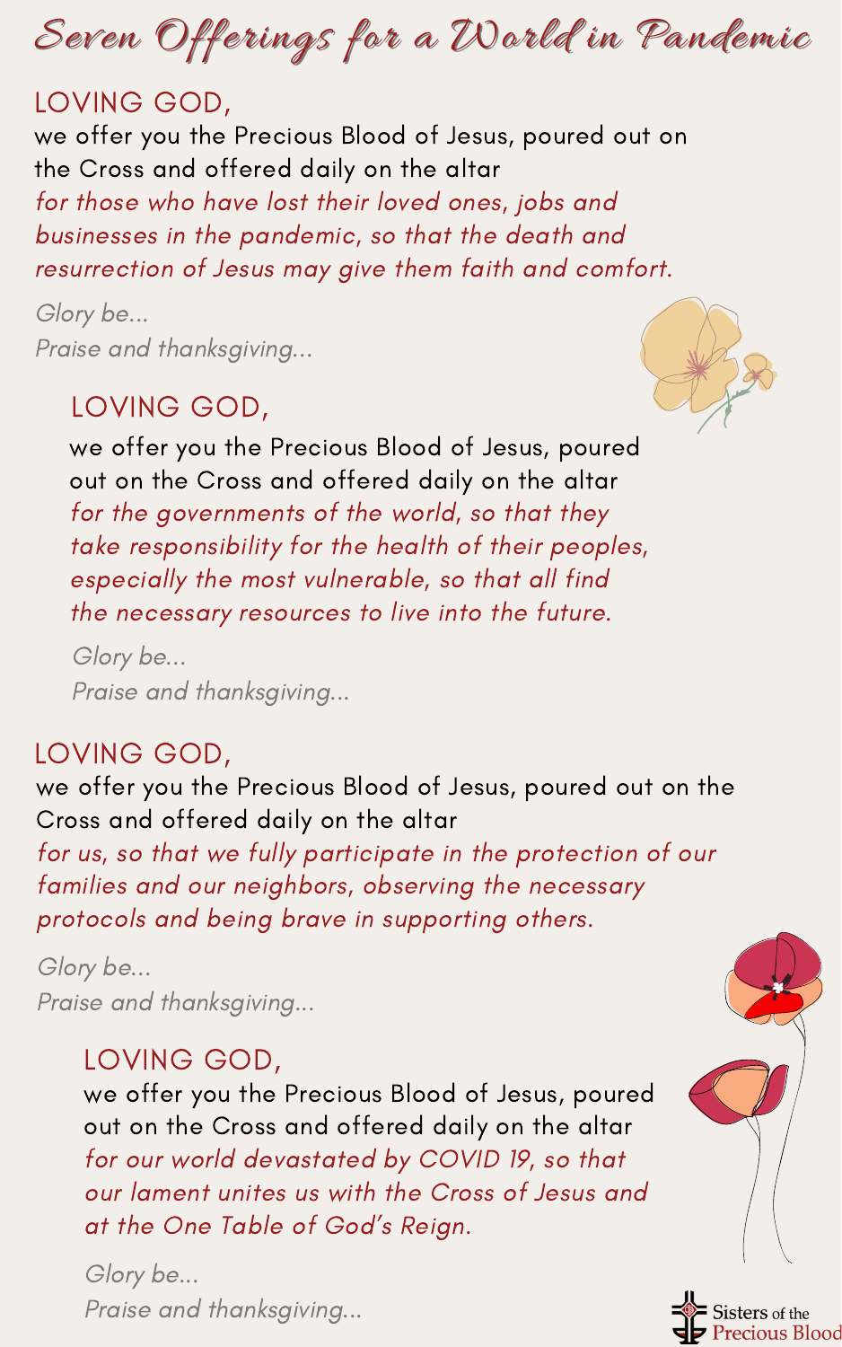# Seven Offerings for a World in Pandemic

LOVING GOD,
we offer you the Precious Blood of Jesus, poured out on the Cross and offered daily on the altar
*for those who have lost their loved ones, jobs and businesses in the pandemic, so that the death and resurrection of Jesus may give them faith and comfort.*

*Glory be...*
*Praise and thanksgiving...*

LOVING GOD,
we offer you the Precious Blood of Jesus, poured out on the Cross and offered daily on the altar
*for the governments of the world, so that they take responsibility for the health of their peoples, especially the most vulnerable, so that all find the necessary resources to live into the future.*

*Glory be...*
*Praise and thanksgiving...*

LOVING GOD,
we offer you the Precious Blood of Jesus, poured out on the Cross and offered daily on the altar
*for us, so that we fully participate in the protection of our families and our neighbors, observing the necessary protocols and being brave in supporting others.*

*Glory be...*
*Praise and thanksgiving...*

LOVING GOD,
we offer you the Precious Blood of Jesus, poured out on the Cross and offered daily on the altar
*for our world devastated by COVID 19, so that our lament unites us with the Cross of Jesus and at the One Table of God's Reign.*

*Glory be...*
*Praise and thanksgiving...*

Sisters of the Precious Blood